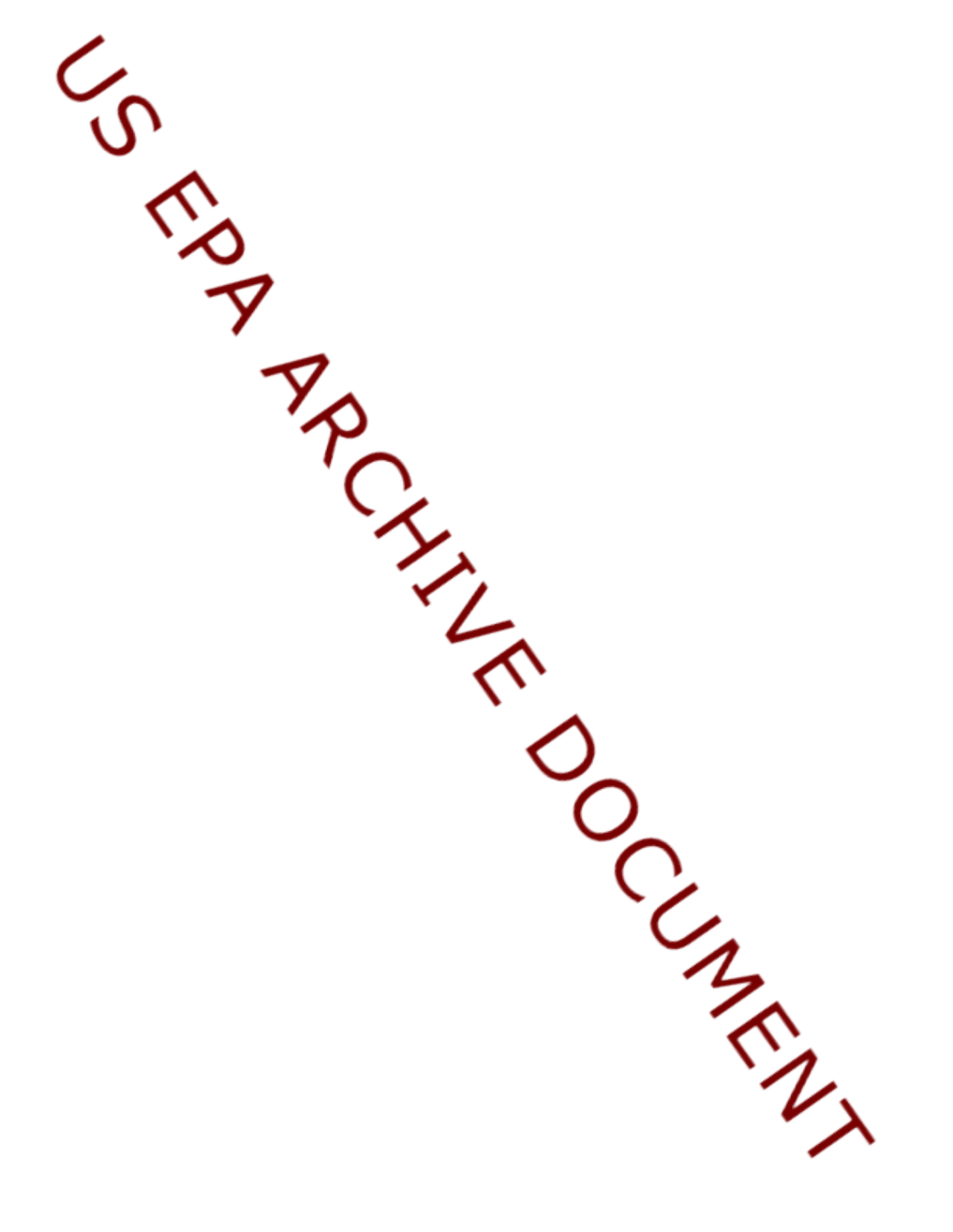US EPA ARCHIVE DOCUMENT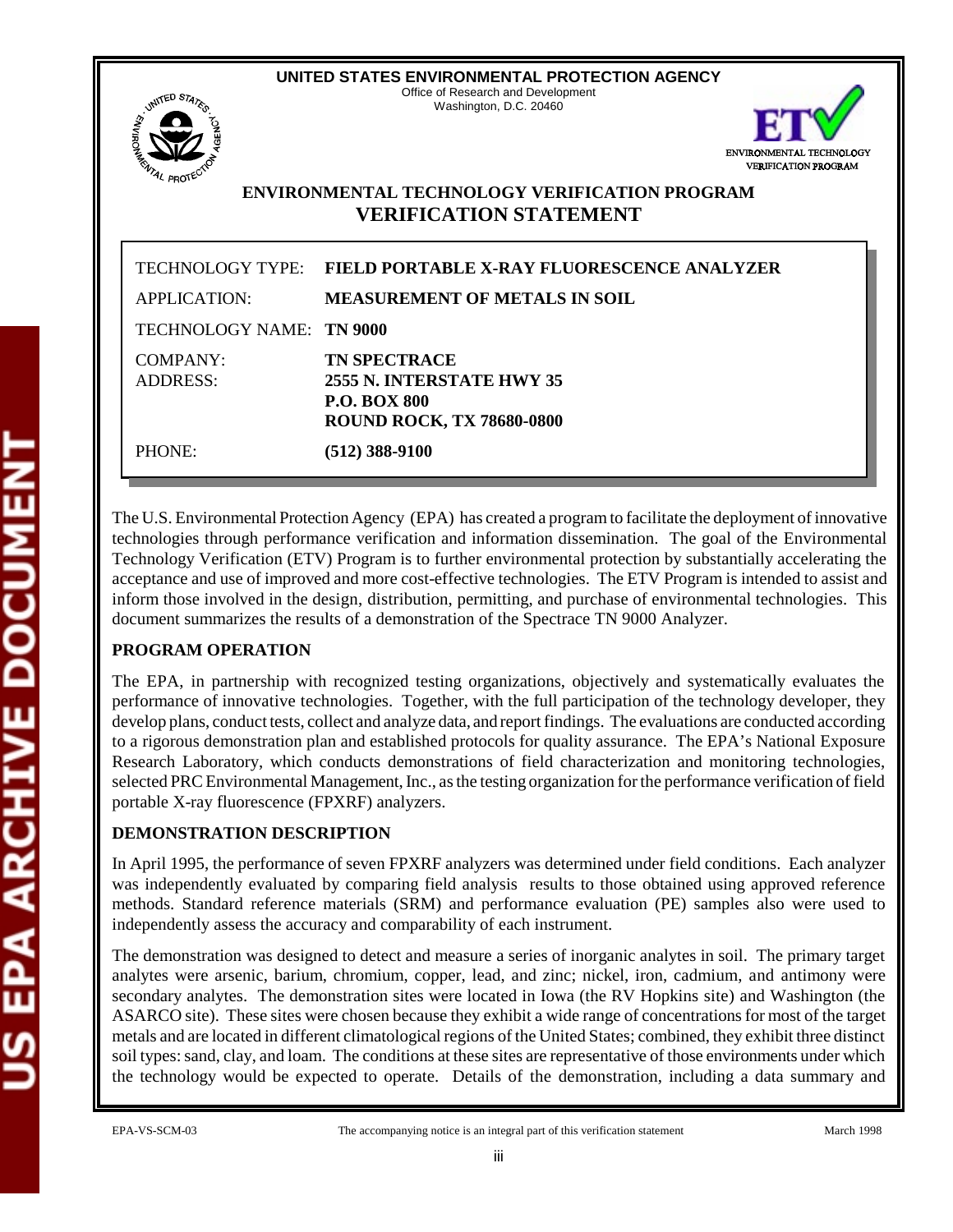**UNITED STATES ENVIRONMENTAL PROTECTION AGENCY**
Office of Research and Development
Washington, D.C. 20460

ENVIRONMENTAL TECHNOLOGY VERIFICATION PROGRAM

# ENVIRONMENTAL TECHNOLOGY VERIFICATION PROGRAM

## VERIFICATION STATEMENT

| | |
|---|---|
| TECHNOLOGY TYPE: | **FIELD PORTABLE X-RAY FLUORESCENCE ANALYZER** |
| APPLICATION: | **MEASUREMENT OF METALS IN SOIL** |
| TECHNOLOGY NAME: | **TN 9000** |
| COMPANY: | **TN SPECTRACE** |
| ADDRESS: | **2555 N. INTERSTATE HWY 35**<br>**P.O. BOX 800**<br>**ROUND ROCK, TX 78680-0800** |
| PHONE: | **(512) 388-9100** |

The U.S. Environmental Protection Agency (EPA) has created a program to facilitate the deployment of innovative technologies through performance verification and information dissemination. The goal of the Environmental Technology Verification (ETV) Program is to further environmental protection by substantially accelerating the acceptance and use of improved and more cost-effective technologies. The ETV Program is intended to assist and inform those involved in the design, distribution, permitting, and purchase of environmental technologies. This document summarizes the results of a demonstration of the Spectrace TN 9000 Analyzer.

### PROGRAM OPERATION

The EPA, in partnership with recognized testing organizations, objectively and systematically evaluates the performance of innovative technologies. Together, with the full participation of the technology developer, they develop plans, conduct tests, collect and analyze data, and report findings. The evaluations are conducted according to a rigorous demonstration plan and established protocols for quality assurance. The EPA's National Exposure Research Laboratory, which conducts demonstrations of field characterization and monitoring technologies, selected PRC Environmental Management, Inc., as the testing organization for the performance verification of field portable X-ray fluorescence (FPXRF) analyzers.

### DEMONSTRATION DESCRIPTION

In April 1995, the performance of seven FPXRF analyzers was determined under field conditions. Each analyzer was independently evaluated by comparing field analysis results to those obtained using approved reference methods. Standard reference materials (SRM) and performance evaluation (PE) samples also were used to independently assess the accuracy and comparability of each instrument.

The demonstration was designed to detect and measure a series of inorganic analytes in soil. The primary target analytes were arsenic, barium, chromium, copper, lead, and zinc; nickel, iron, cadmium, and antimony were secondary analytes. The demonstration sites were located in Iowa (the RV Hopkins site) and Washington (the ASARCO site). These sites were chosen because they exhibit a wide range of concentrations for most of the target metals and are located in different climatological regions of the United States; combined, they exhibit three distinct soil types: sand, clay, and loam. The conditions at these sites are representative of those environments under which the technology would be expected to operate. Details of the demonstration, including a data summary and

EPA-VS-SCM-03 The accompanying notice is an integral part of this verification statement March 1998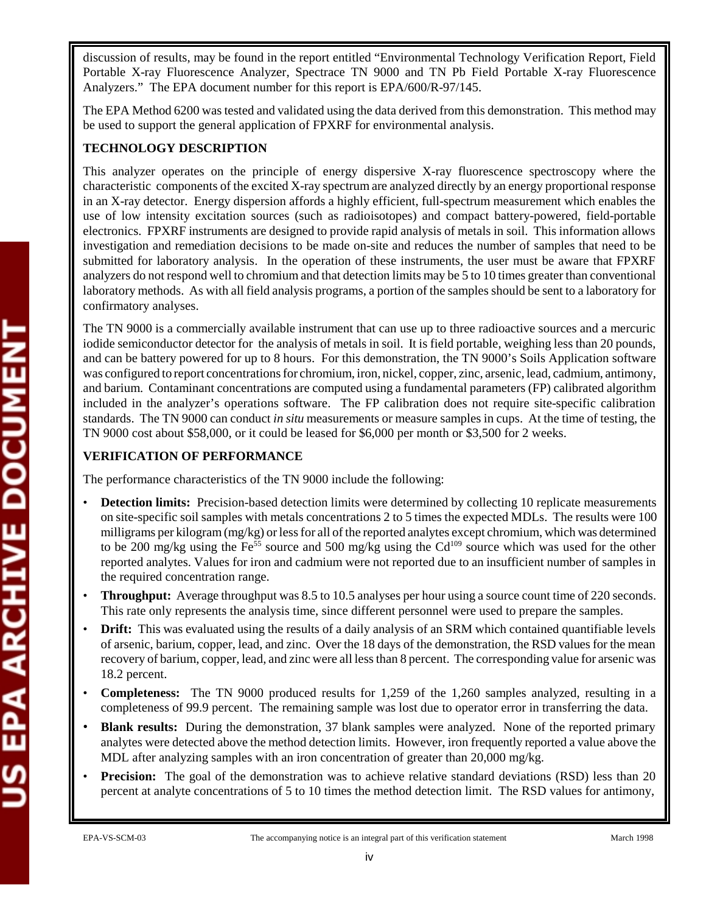discussion of results, may be found in the report entitled "Environmental Technology Verification Report, Field Portable X-ray Fluorescence Analyzer, Spectrace TN 9000 and TN Pb Field Portable X-ray Fluorescence Analyzers." The EPA document number for this report is EPA/600/R-97/145.

The EPA Method 6200 was tested and validated using the data derived from this demonstration. This method may be used to support the general application of FPXRF for environmental analysis.

**TECHNOLOGY DESCRIPTION**

This analyzer operates on the principle of energy dispersive X-ray fluorescence spectroscopy where the characteristic components of the excited X-ray spectrum are analyzed directly by an energy proportional response in an X-ray detector. Energy dispersion affords a highly efficient, full-spectrum measurement which enables the use of low intensity excitation sources (such as radioisotopes) and compact battery-powered, field-portable electronics. FPXRF instruments are designed to provide rapid analysis of metals in soil. This information allows investigation and remediation decisions to be made on-site and reduces the number of samples that need to be submitted for laboratory analysis. In the operation of these instruments, the user must be aware that FPXRF analyzers do not respond well to chromium and that detection limits may be 5 to 10 times greater than conventional laboratory methods. As with all field analysis programs, a portion of the samples should be sent to a laboratory for confirmatory analyses.

The TN 9000 is a commercially available instrument that can use up to three radioactive sources and a mercuric iodide semiconductor detector for the analysis of metals in soil. It is field portable, weighing less than 20 pounds, and can be battery powered for up to 8 hours. For this demonstration, the TN 9000's Soils Application software was configured to report concentrations for chromium, iron, nickel, copper, zinc, arsenic, lead, cadmium, antimony, and barium. Contaminant concentrations are computed using a fundamental parameters (FP) calibrated algorithm included in the analyzer's operations software. The FP calibration does not require site-specific calibration standards. The TN 9000 can conduct *in situ* measurements or measure samples in cups. At the time of testing, the TN 9000 cost about $58,000, or it could be leased for $6,000 per month or $3,500 for 2 weeks.

**VERIFICATION OF PERFORMANCE**

The performance characteristics of the TN 9000 include the following:

- **Detection limits:** Precision-based detection limits were determined by collecting 10 replicate measurements on site-specific soil samples with metals concentrations 2 to 5 times the expected MDLs. The results were 100 milligrams per kilogram (mg/kg) or less for all of the reported analytes except chromium, which was determined to be 200 mg/kg using the $Fe^{55}$ source and 500 mg/kg using the $Cd^{109}$ source which was used for the other reported analytes. Values for iron and cadmium were not reported due to an insufficient number of samples in the required concentration range.
- **Throughput:** Average throughput was 8.5 to 10.5 analyses per hour using a source count time of 220 seconds. This rate only represents the analysis time, since different personnel were used to prepare the samples.
- **Drift:** This was evaluated using the results of a daily analysis of an SRM which contained quantifiable levels of arsenic, barium, copper, lead, and zinc. Over the 18 days of the demonstration, the RSD values for the mean recovery of barium, copper, lead, and zinc were all less than 8 percent. The corresponding value for arsenic was 18.2 percent.
- **Completeness:** The TN 9000 produced results for 1,259 of the 1,260 samples analyzed, resulting in a completeness of 99.9 percent. The remaining sample was lost due to operator error in transferring the data.
- **Blank results:** During the demonstration, 37 blank samples were analyzed. None of the reported primary analytes were detected above the method detection limits. However, iron frequently reported a value above the MDL after analyzing samples with an iron concentration of greater than 20,000 mg/kg.
- **Precision:** The goal of the demonstration was to achieve relative standard deviations (RSD) less than 20 percent at analyte concentrations of 5 to 10 times the method detection limit. The RSD values for antimony,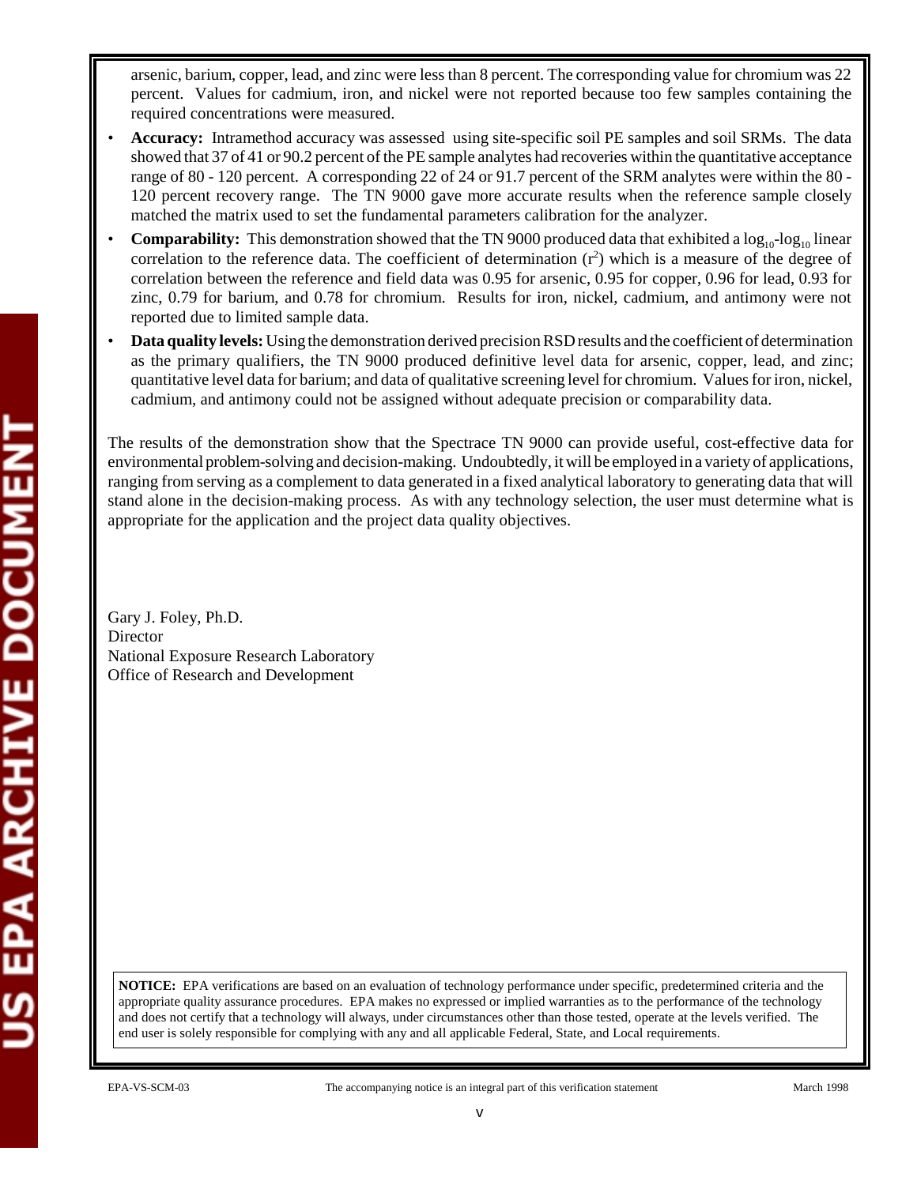arsenic, barium, copper, lead, and zinc were less than 8 percent. The corresponding value for chromium was 22 percent. Values for cadmium, iron, and nickel were not reported because too few samples containing the required concentrations were measured.

- **Accuracy:** Intramethod accuracy was assessed using site-specific soil PE samples and soil SRMs. The data showed that 37 of 41 or 90.2 percent of the PE sample analytes had recoveries within the quantitative acceptance range of 80 - 120 percent. A corresponding 22 of 24 or 91.7 percent of the SRM analytes were within the 80 - 120 percent recovery range. The TN 9000 gave more accurate results when the reference sample closely matched the matrix used to set the fundamental parameters calibration for the analyzer.
- **Comparability:** This demonstration showed that the TN 9000 produced data that exhibited a $\log_{10}$-$\log_{10}$ linear correlation to the reference data. The coefficient of determination ($r^2$) which is a measure of the degree of correlation between the reference and field data was 0.95 for arsenic, 0.95 for copper, 0.96 for lead, 0.93 for zinc, 0.79 for barium, and 0.78 for chromium. Results for iron, nickel, cadmium, and antimony were not reported due to limited sample data.
- **Data quality levels:** Using the demonstration derived precision RSD results and the coefficient of determination as the primary qualifiers, the TN 9000 produced definitive level data for arsenic, copper, lead, and zinc; quantitative level data for barium; and data of qualitative screening level for chromium. Values for iron, nickel, cadmium, and antimony could not be assigned without adequate precision or comparability data.

The results of the demonstration show that the Spectrace TN 9000 can provide useful, cost-effective data for environmental problem-solving and decision-making. Undoubtedly, it will be employed in a variety of applications, ranging from serving as a complement to data generated in a fixed analytical laboratory to generating data that will stand alone in the decision-making process. As with any technology selection, the user must determine what is appropriate for the application and the project data quality objectives.

Gary J. Foley, Ph.D.
Director
National Exposure Research Laboratory
Office of Research and Development

**NOTICE:** EPA verifications are based on an evaluation of technology performance under specific, predetermined criteria and the appropriate quality assurance procedures. EPA makes no expressed or implied warranties as to the performance of the technology and does not certify that a technology will always, under circumstances other than those tested, operate at the levels verified. The end user is solely responsible for complying with any and all applicable Federal, State, and Local requirements.

EPA-VS-SCM-03 The accompanying notice is an integral part of this verification statement March 1998